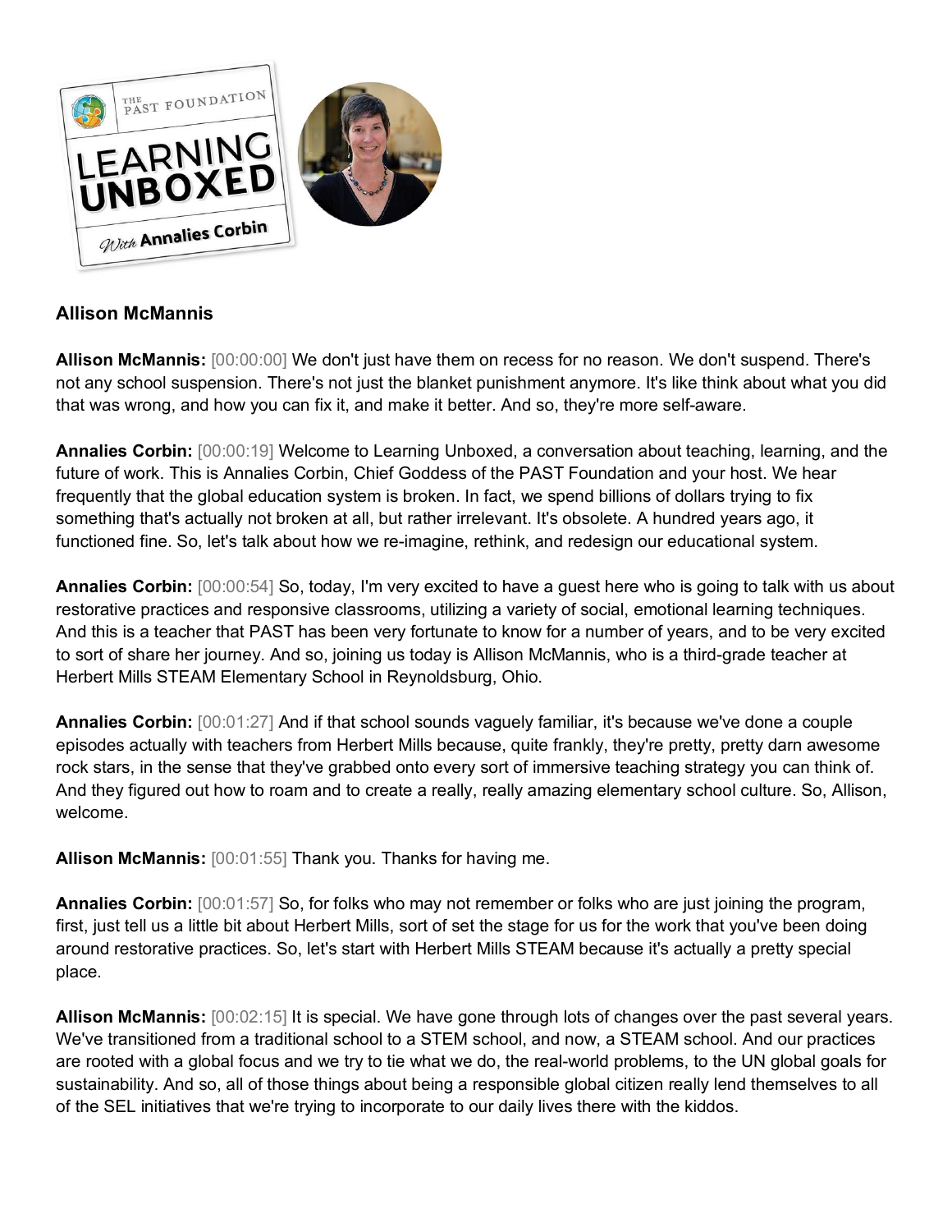## Allison McMannis

**Allison McMannis:** [00:00:00] We don't just have them on recess for no reason. We don't suspend. There's not any school suspension. There's not just the blanket punishment anymore. It's like think about what you did that was wrong, and how you can fix it, and make it better. And so, they're more self-aware.

**Annalies Corbin:** [00:00:19] Welcome to Learning Unboxed, a conversation about teaching, learning, and the future of work. This is Annalies Corbin, Chief Goddess of the PAST Foundation and your host. We hear frequently that the global education system is broken. In fact, we spend billions of dollars trying to fix something that's actually not broken at all, but rather irrelevant. It's obsolete. A hundred years ago, it functioned fine. So, let's talk about how we re-imagine, rethink, and redesign our educational system.

**Annalies Corbin:** [00:00:54] So, today, I'm very excited to have a guest here who is going to talk with us about restorative practices and responsive classrooms, utilizing a variety of social, emotional learning techniques. And this is a teacher that PAST has been very fortunate to know for a number of years, and to be very excited to sort of share her journey. And so, joining us today is Allison McMannis, who is a third-grade teacher at Herbert Mills STEAM Elementary School in Reynoldsburg, Ohio.

**Annalies Corbin:** [00:01:27] And if that school sounds vaguely familiar, it's because we've done a couple episodes actually with teachers from Herbert Mills because, quite frankly, they're pretty, pretty darn awesome rock stars, in the sense that they've grabbed onto every sort of immersive teaching strategy you can think of. And they figured out how to roam and to create a really, really amazing elementary school culture. So, Allison, welcome.

**Allison McMannis:** [00:01:55] Thank you. Thanks for having me.

**Annalies Corbin:** [00:01:57] So, for folks who may not remember or folks who are just joining the program, first, just tell us a little bit about Herbert Mills, sort of set the stage for us for the work that you've been doing around restorative practices. So, let's start with Herbert Mills STEAM because it's actually a pretty special place.

**Allison McMannis:** [00:02:15] It is special. We have gone through lots of changes over the past several years. We've transitioned from a traditional school to a STEM school, and now, a STEAM school. And our practices are rooted with a global focus and we try to tie what we do, the real-world problems, to the UN global goals for sustainability. And so, all of those things about being a responsible global citizen really lend themselves to all of the SEL initiatives that we're trying to incorporate to our daily lives there with the kiddos.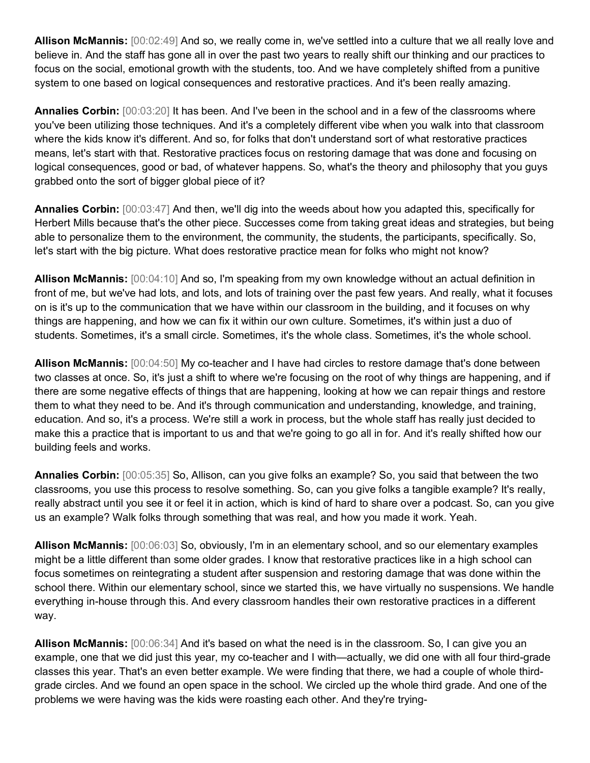**Allison McMannis:** [00:02:49] And so, we really come in, we've settled into a culture that we all really love and believe in. And the staff has gone all in over the past two years to really shift our thinking and our practices to focus on the social, emotional growth with the students, too. And we have completely shifted from a punitive system to one based on logical consequences and restorative practices. And it's been really amazing.

**Annalies Corbin:** [00:03:20] It has been. And I've been in the school and in a few of the classrooms where you've been utilizing those techniques. And it's a completely different vibe when you walk into that classroom where the kids know it's different. And so, for folks that don't understand sort of what restorative practices means, let's start with that. Restorative practices focus on restoring damage that was done and focusing on logical consequences, good or bad, of whatever happens. So, what's the theory and philosophy that you guys grabbed onto the sort of bigger global piece of it?

**Annalies Corbin:** [00:03:47] And then, we'll dig into the weeds about how you adapted this, specifically for Herbert Mills because that's the other piece. Successes come from taking great ideas and strategies, but being able to personalize them to the environment, the community, the students, the participants, specifically. So, let's start with the big picture. What does restorative practice mean for folks who might not know?

**Allison McMannis:** [00:04:10] And so, I'm speaking from my own knowledge without an actual definition in front of me, but we've had lots, and lots, and lots of training over the past few years. And really, what it focuses on is it's up to the communication that we have within our classroom in the building, and it focuses on why things are happening, and how we can fix it within our own culture. Sometimes, it's within just a duo of students. Sometimes, it's a small circle. Sometimes, it's the whole class. Sometimes, it's the whole school.

**Allison McMannis:** [00:04:50] My co-teacher and I have had circles to restore damage that's done between two classes at once. So, it's just a shift to where we're focusing on the root of why things are happening, and if there are some negative effects of things that are happening, looking at how we can repair things and restore them to what they need to be. And it's through communication and understanding, knowledge, and training, education. And so, it's a process. We're still a work in process, but the whole staff has really just decided to make this a practice that is important to us and that we're going to go all in for. And it's really shifted how our building feels and works.

**Annalies Corbin:** [00:05:35] So, Allison, can you give folks an example? So, you said that between the two classrooms, you use this process to resolve something. So, can you give folks a tangible example? It's really, really abstract until you see it or feel it in action, which is kind of hard to share over a podcast. So, can you give us an example? Walk folks through something that was real, and how you made it work. Yeah.

**Allison McMannis:** [00:06:03] So, obviously, I'm in an elementary school, and so our elementary examples might be a little different than some older grades. I know that restorative practices like in a high school can focus sometimes on reintegrating a student after suspension and restoring damage that was done within the school there. Within our elementary school, since we started this, we have virtually no suspensions. We handle everything in-house through this. And every classroom handles their own restorative practices in a different way.

**Allison McMannis:** [00:06:34] And it's based on what the need is in the classroom. So, I can give you an example, one that we did just this year, my co-teacher and I with—actually, we did one with all four third-grade classes this year. That's an even better example. We were finding that there, we had a couple of whole third-grade circles. And we found an open space in the school. We circled up the whole third grade. And one of the problems we were having was the kids were roasting each other. And they're trying-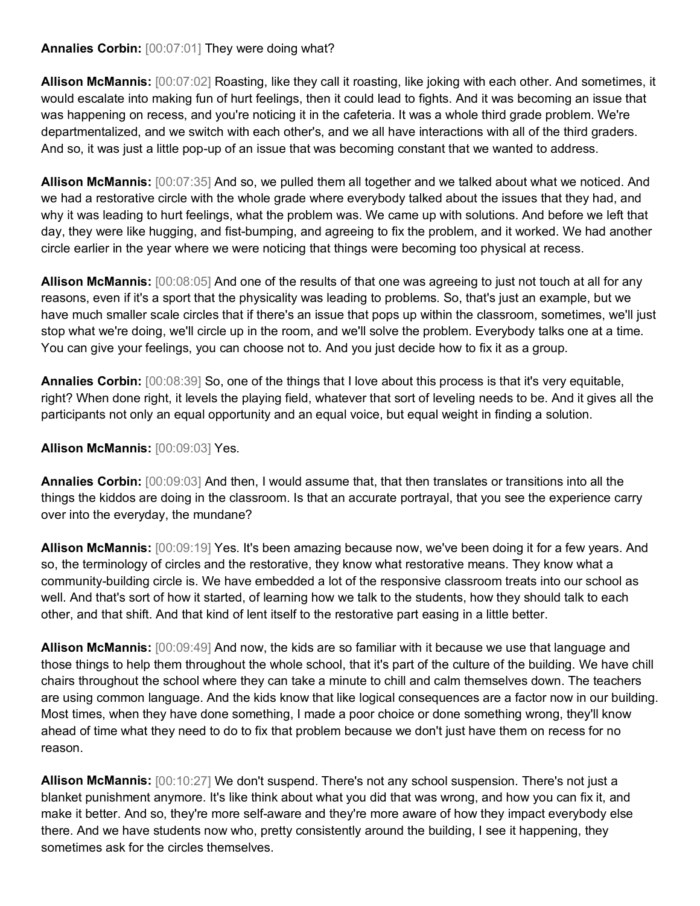**Annalies Corbin:** [00:07:01] They were doing what?

**Allison McMannis:** [00:07:02] Roasting, like they call it roasting, like joking with each other. And sometimes, it would escalate into making fun of hurt feelings, then it could lead to fights. And it was becoming an issue that was happening on recess, and you're noticing it in the cafeteria. It was a whole third grade problem. We're departmentalized, and we switch with each other's, and we all have interactions with all of the third graders. And so, it was just a little pop-up of an issue that was becoming constant that we wanted to address.

**Allison McMannis:** [00:07:35] And so, we pulled them all together and we talked about what we noticed. And we had a restorative circle with the whole grade where everybody talked about the issues that they had, and why it was leading to hurt feelings, what the problem was. We came up with solutions. And before we left that day, they were like hugging, and fist-bumping, and agreeing to fix the problem, and it worked. We had another circle earlier in the year where we were noticing that things were becoming too physical at recess.

**Allison McMannis:** [00:08:05] And one of the results of that one was agreeing to just not touch at all for any reasons, even if it's a sport that the physicality was leading to problems. So, that's just an example, but we have much smaller scale circles that if there's an issue that pops up within the classroom, sometimes, we'll just stop what we're doing, we'll circle up in the room, and we'll solve the problem. Everybody talks one at a time. You can give your feelings, you can choose not to. And you just decide how to fix it as a group.

**Annalies Corbin:** [00:08:39] So, one of the things that I love about this process is that it's very equitable, right? When done right, it levels the playing field, whatever that sort of leveling needs to be. And it gives all the participants not only an equal opportunity and an equal voice, but equal weight in finding a solution.

**Allison McMannis:** [00:09:03] Yes.

**Annalies Corbin:** [00:09:03] And then, I would assume that, that then translates or transitions into all the things the kiddos are doing in the classroom. Is that an accurate portrayal, that you see the experience carry over into the everyday, the mundane?

**Allison McMannis:** [00:09:19] Yes. It's been amazing because now, we've been doing it for a few years. And so, the terminology of circles and the restorative, they know what restorative means. They know what a community-building circle is. We have embedded a lot of the responsive classroom treats into our school as well. And that's sort of how it started, of learning how we talk to the students, how they should talk to each other, and that shift. And that kind of lent itself to the restorative part easing in a little better.

**Allison McMannis:** [00:09:49] And now, the kids are so familiar with it because we use that language and those things to help them throughout the whole school, that it's part of the culture of the building. We have chill chairs throughout the school where they can take a minute to chill and calm themselves down. The teachers are using common language. And the kids know that like logical consequences are a factor now in our building. Most times, when they have done something, I made a poor choice or done something wrong, they'll know ahead of time what they need to do to fix that problem because we don't just have them on recess for no reason.

**Allison McMannis:** [00:10:27] We don't suspend. There's not any school suspension. There's not just a blanket punishment anymore. It's like think about what you did that was wrong, and how you can fix it, and make it better. And so, they're more self-aware and they're more aware of how they impact everybody else there. And we have students now who, pretty consistently around the building, I see it happening, they sometimes ask for the circles themselves.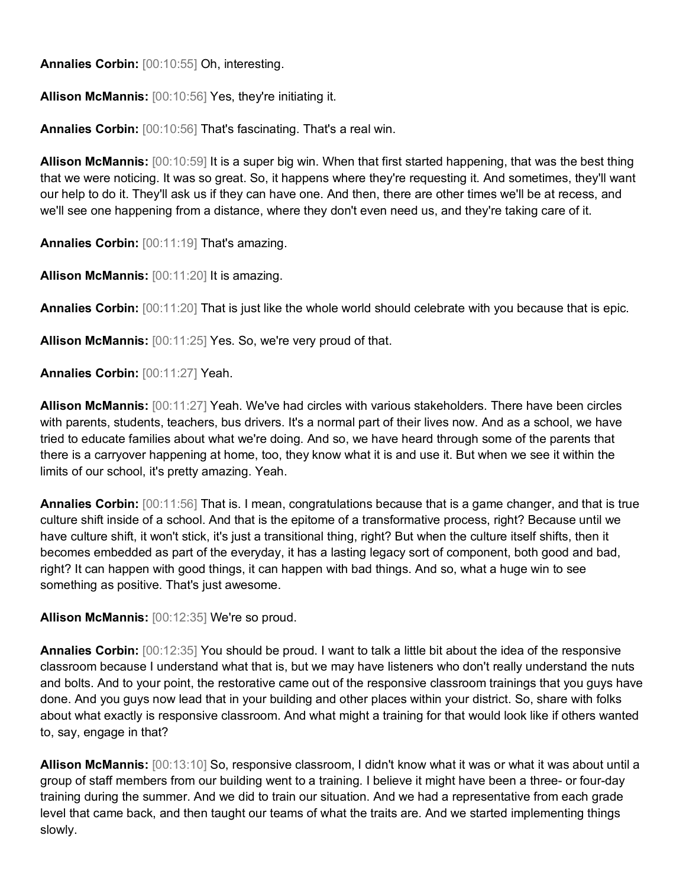**Annalies Corbin:** [00:10:55] Oh, interesting.

**Allison McMannis:** [00:10:56] Yes, they're initiating it.

**Annalies Corbin:** [00:10:56] That's fascinating. That's a real win.

**Allison McMannis:** [00:10:59] It is a super big win. When that first started happening, that was the best thing that we were noticing. It was so great. So, it happens where they're requesting it. And sometimes, they'll want our help to do it. They'll ask us if they can have one. And then, there are other times we'll be at recess, and we'll see one happening from a distance, where they don't even need us, and they're taking care of it.

**Annalies Corbin:** [00:11:19] That's amazing.

**Allison McMannis:** [00:11:20] It is amazing.

**Annalies Corbin:** [00:11:20] That is just like the whole world should celebrate with you because that is epic.

**Allison McMannis:** [00:11:25] Yes. So, we're very proud of that.

**Annalies Corbin:** [00:11:27] Yeah.

**Allison McMannis:** [00:11:27] Yeah. We've had circles with various stakeholders. There have been circles with parents, students, teachers, bus drivers. It's a normal part of their lives now. And as a school, we have tried to educate families about what we're doing. And so, we have heard through some of the parents that there is a carryover happening at home, too, they know what it is and use it. But when we see it within the limits of our school, it's pretty amazing. Yeah.

**Annalies Corbin:** [00:11:56] That is. I mean, congratulations because that is a game changer, and that is true culture shift inside of a school. And that is the epitome of a transformative process, right? Because until we have culture shift, it won't stick, it's just a transitional thing, right? But when the culture itself shifts, then it becomes embedded as part of the everyday, it has a lasting legacy sort of component, both good and bad, right? It can happen with good things, it can happen with bad things. And so, what a huge win to see something as positive. That's just awesome.

**Allison McMannis:** [00:12:35] We're so proud.

**Annalies Corbin:** [00:12:35] You should be proud. I want to talk a little bit about the idea of the responsive classroom because I understand what that is, but we may have listeners who don't really understand the nuts and bolts. And to your point, the restorative came out of the responsive classroom trainings that you guys have done. And you guys now lead that in your building and other places within your district. So, share with folks about what exactly is responsive classroom. And what might a training for that would look like if others wanted to, say, engage in that?

**Allison McMannis:** [00:13:10] So, responsive classroom, I didn't know what it was or what it was about until a group of staff members from our building went to a training. I believe it might have been a three- or four-day training during the summer. And we did to train our situation. And we had a representative from each grade level that came back, and then taught our teams of what the traits are. And we started implementing things slowly.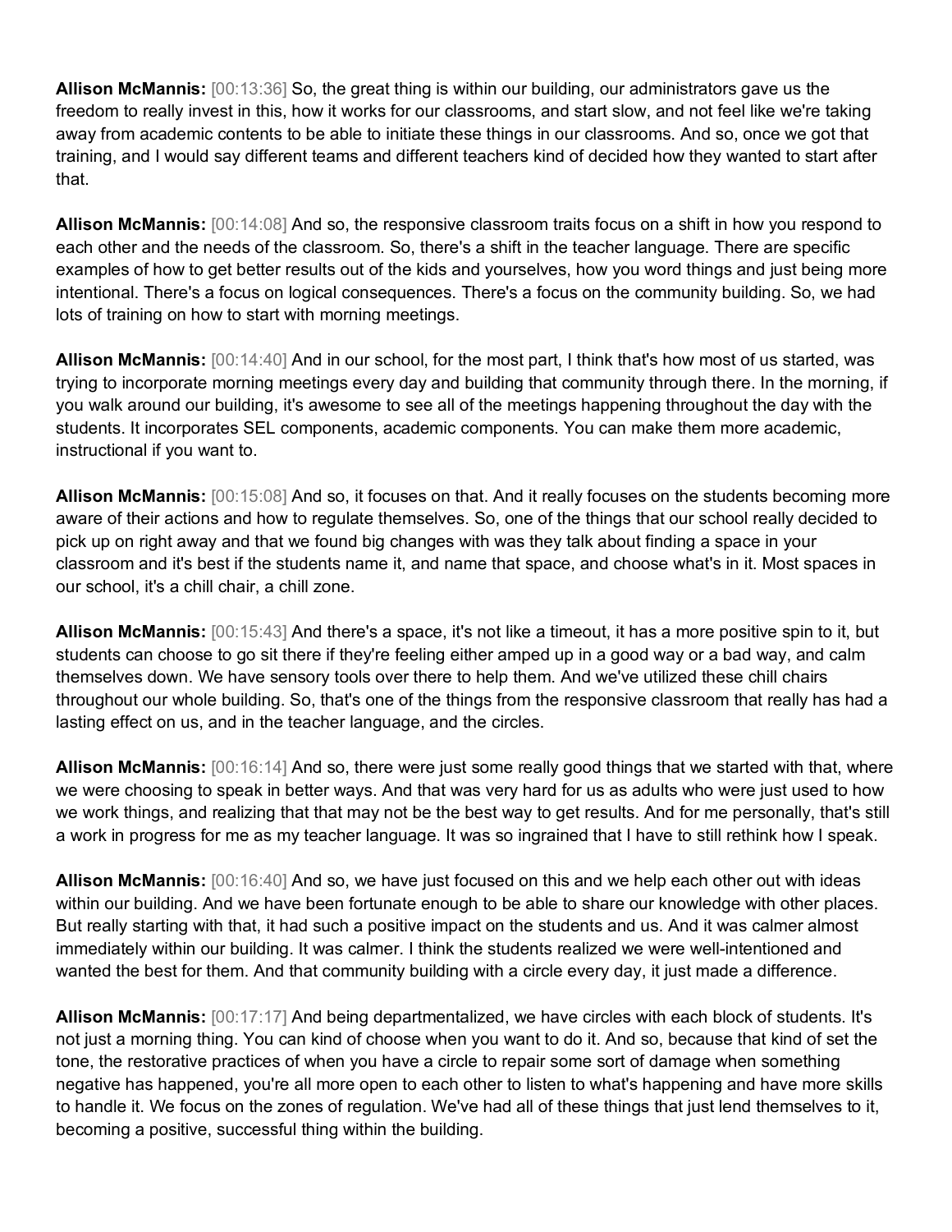**Allison McMannis:** [00:13:36] So, the great thing is within our building, our administrators gave us the freedom to really invest in this, how it works for our classrooms, and start slow, and not feel like we're taking away from academic contents to be able to initiate these things in our classrooms. And so, once we got that training, and I would say different teams and different teachers kind of decided how they wanted to start after that.

**Allison McMannis:** [00:14:08] And so, the responsive classroom traits focus on a shift in how you respond to each other and the needs of the classroom. So, there's a shift in the teacher language. There are specific examples of how to get better results out of the kids and yourselves, how you word things and just being more intentional. There's a focus on logical consequences. There's a focus on the community building. So, we had lots of training on how to start with morning meetings.

**Allison McMannis:** [00:14:40] And in our school, for the most part, I think that's how most of us started, was trying to incorporate morning meetings every day and building that community through there. In the morning, if you walk around our building, it's awesome to see all of the meetings happening throughout the day with the students. It incorporates SEL components, academic components. You can make them more academic, instructional if you want to.

**Allison McMannis:** [00:15:08] And so, it focuses on that. And it really focuses on the students becoming more aware of their actions and how to regulate themselves. So, one of the things that our school really decided to pick up on right away and that we found big changes with was they talk about finding a space in your classroom and it's best if the students name it, and name that space, and choose what's in it. Most spaces in our school, it's a chill chair, a chill zone.

**Allison McMannis:** [00:15:43] And there's a space, it's not like a timeout, it has a more positive spin to it, but students can choose to go sit there if they're feeling either amped up in a good way or a bad way, and calm themselves down. We have sensory tools over there to help them. And we've utilized these chill chairs throughout our whole building. So, that's one of the things from the responsive classroom that really has had a lasting effect on us, and in the teacher language, and the circles.

**Allison McMannis:** [00:16:14] And so, there were just some really good things that we started with that, where we were choosing to speak in better ways. And that was very hard for us as adults who were just used to how we work things, and realizing that that may not be the best way to get results. And for me personally, that's still a work in progress for me as my teacher language. It was so ingrained that I have to still rethink how I speak.

**Allison McMannis:** [00:16:40] And so, we have just focused on this and we help each other out with ideas within our building. And we have been fortunate enough to be able to share our knowledge with other places. But really starting with that, it had such a positive impact on the students and us. And it was calmer almost immediately within our building. It was calmer. I think the students realized we were well-intentioned and wanted the best for them. And that community building with a circle every day, it just made a difference.

**Allison McMannis:** [00:17:17] And being departmentalized, we have circles with each block of students. It's not just a morning thing. You can kind of choose when you want to do it. And so, because that kind of set the tone, the restorative practices of when you have a circle to repair some sort of damage when something negative has happened, you're all more open to each other to listen to what's happening and have more skills to handle it. We focus on the zones of regulation. We've had all of these things that just lend themselves to it, becoming a positive, successful thing within the building.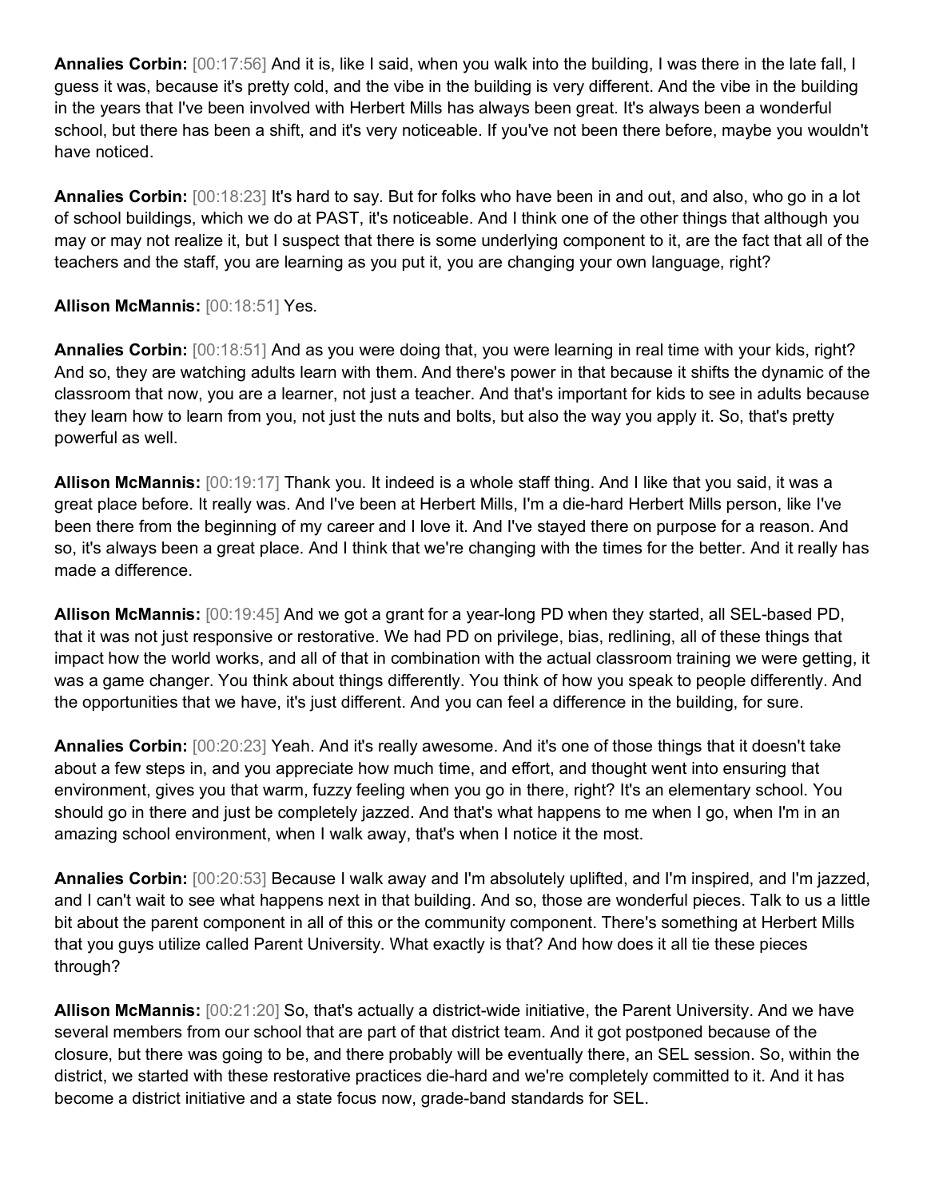**Annalies Corbin:** [00:17:56] And it is, like I said, when you walk into the building, I was there in the late fall, I guess it was, because it's pretty cold, and the vibe in the building is very different. And the vibe in the building in the years that I've been involved with Herbert Mills has always been great. It's always been a wonderful school, but there has been a shift, and it's very noticeable. If you've not been there before, maybe you wouldn't have noticed.

**Annalies Corbin:** [00:18:23] It's hard to say. But for folks who have been in and out, and also, who go in a lot of school buildings, which we do at PAST, it's noticeable. And I think one of the other things that although you may or may not realize it, but I suspect that there is some underlying component to it, are the fact that all of the teachers and the staff, you are learning as you put it, you are changing your own language, right?

**Allison McMannis:** [00:18:51] Yes.

**Annalies Corbin:** [00:18:51] And as you were doing that, you were learning in real time with your kids, right? And so, they are watching adults learn with them. And there's power in that because it shifts the dynamic of the classroom that now, you are a learner, not just a teacher. And that's important for kids to see in adults because they learn how to learn from you, not just the nuts and bolts, but also the way you apply it. So, that's pretty powerful as well.

**Allison McMannis:** [00:19:17] Thank you. It indeed is a whole staff thing. And I like that you said, it was a great place before. It really was. And I've been at Herbert Mills, I'm a die-hard Herbert Mills person, like I've been there from the beginning of my career and I love it. And I've stayed there on purpose for a reason. And so, it's always been a great place. And I think that we're changing with the times for the better. And it really has made a difference.

**Allison McMannis:** [00:19:45] And we got a grant for a year-long PD when they started, all SEL-based PD, that it was not just responsive or restorative. We had PD on privilege, bias, redlining, all of these things that impact how the world works, and all of that in combination with the actual classroom training we were getting, it was a game changer. You think about things differently. You think of how you speak to people differently. And the opportunities that we have, it's just different. And you can feel a difference in the building, for sure.

**Annalies Corbin:** [00:20:23] Yeah. And it's really awesome. And it's one of those things that it doesn't take about a few steps in, and you appreciate how much time, and effort, and thought went into ensuring that environment, gives you that warm, fuzzy feeling when you go in there, right? It's an elementary school. You should go in there and just be completely jazzed. And that's what happens to me when I go, when I'm in an amazing school environment, when I walk away, that's when I notice it the most.

**Annalies Corbin:** [00:20:53] Because I walk away and I'm absolutely uplifted, and I'm inspired, and I'm jazzed, and I can't wait to see what happens next in that building. And so, those are wonderful pieces. Talk to us a little bit about the parent component in all of this or the community component. There's something at Herbert Mills that you guys utilize called Parent University. What exactly is that? And how does it all tie these pieces through?

**Allison McMannis:** [00:21:20] So, that's actually a district-wide initiative, the Parent University. And we have several members from our school that are part of that district team. And it got postponed because of the closure, but there was going to be, and there probably will be eventually there, an SEL session. So, within the district, we started with these restorative practices die-hard and we're completely committed to it. And it has become a district initiative and a state focus now, grade-band standards for SEL.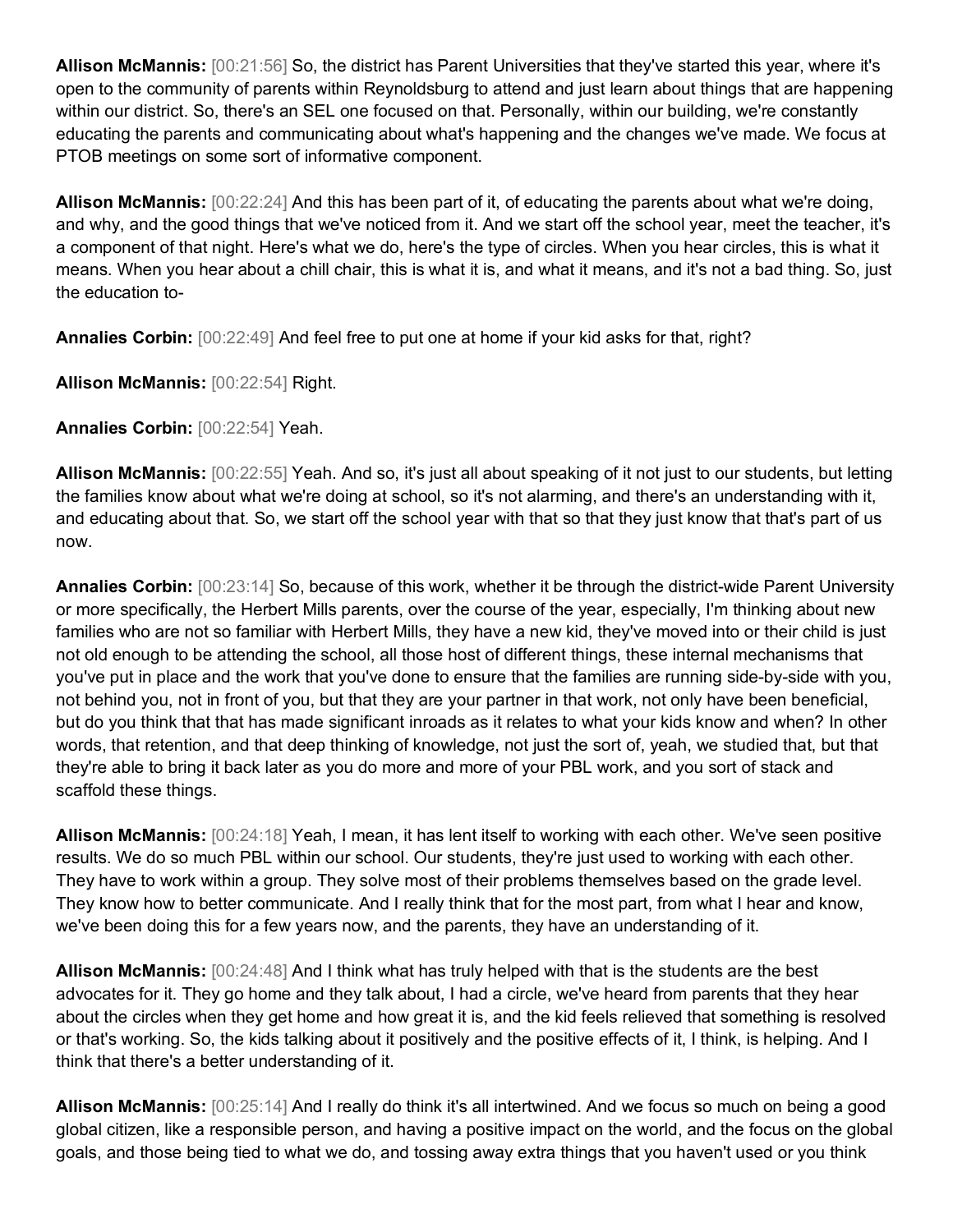**Allison McMannis:** [00:21:56] So, the district has Parent Universities that they've started this year, where it's open to the community of parents within Reynoldsburg to attend and just learn about things that are happening within our district. So, there's an SEL one focused on that. Personally, within our building, we're constantly educating the parents and communicating about what's happening and the changes we've made. We focus at PTOB meetings on some sort of informative component.

**Allison McMannis:** [00:22:24] And this has been part of it, of educating the parents about what we're doing, and why, and the good things that we've noticed from it. And we start off the school year, meet the teacher, it's a component of that night. Here's what we do, here's the type of circles. When you hear circles, this is what it means. When you hear about a chill chair, this is what it is, and what it means, and it's not a bad thing. So, just the education to-

**Annalies Corbin:** [00:22:49] And feel free to put one at home if your kid asks for that, right?

**Allison McMannis:** [00:22:54] Right.

**Annalies Corbin:** [00:22:54] Yeah.

**Allison McMannis:** [00:22:55] Yeah. And so, it's just all about speaking of it not just to our students, but letting the families know about what we're doing at school, so it's not alarming, and there's an understanding with it, and educating about that. So, we start off the school year with that so that they just know that that's part of us now.

**Annalies Corbin:** [00:23:14] So, because of this work, whether it be through the district-wide Parent University or more specifically, the Herbert Mills parents, over the course of the year, especially, I'm thinking about new families who are not so familiar with Herbert Mills, they have a new kid, they've moved into or their child is just not old enough to be attending the school, all those host of different things, these internal mechanisms that you've put in place and the work that you've done to ensure that the families are running side-by-side with you, not behind you, not in front of you, but that they are your partner in that work, not only have been beneficial, but do you think that that has made significant inroads as it relates to what your kids know and when? In other words, that retention, and that deep thinking of knowledge, not just the sort of, yeah, we studied that, but that they're able to bring it back later as you do more and more of your PBL work, and you sort of stack and scaffold these things.

**Allison McMannis:** [00:24:18] Yeah, I mean, it has lent itself to working with each other. We've seen positive results. We do so much PBL within our school. Our students, they're just used to working with each other. They have to work within a group. They solve most of their problems themselves based on the grade level. They know how to better communicate. And I really think that for the most part, from what I hear and know, we've been doing this for a few years now, and the parents, they have an understanding of it.

**Allison McMannis:** [00:24:48] And I think what has truly helped with that is the students are the best advocates for it. They go home and they talk about, I had a circle, we've heard from parents that they hear about the circles when they get home and how great it is, and the kid feels relieved that something is resolved or that's working. So, the kids talking about it positively and the positive effects of it, I think, is helping. And I think that there's a better understanding of it.

**Allison McMannis:** [00:25:14] And I really do think it's all intertwined. And we focus so much on being a good global citizen, like a responsible person, and having a positive impact on the world, and the focus on the global goals, and those being tied to what we do, and tossing away extra things that you haven't used or you think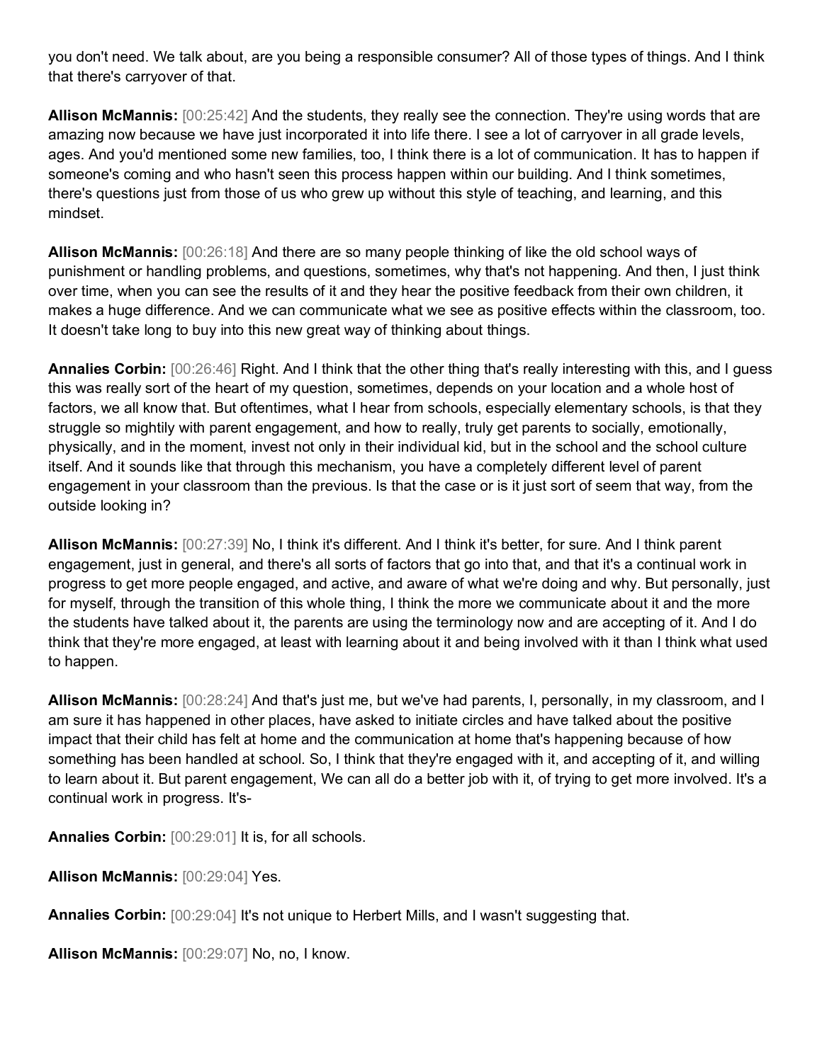you don't need. We talk about, are you being a responsible consumer? All of those types of things. And I think that there's carryover of that.

**Allison McMannis:** [00:25:42] And the students, they really see the connection. They're using words that are amazing now because we have just incorporated it into life there. I see a lot of carryover in all grade levels, ages. And you'd mentioned some new families, too, I think there is a lot of communication. It has to happen if someone's coming and who hasn't seen this process happen within our building. And I think sometimes, there's questions just from those of us who grew up without this style of teaching, and learning, and this mindset.

**Allison McMannis:** [00:26:18] And there are so many people thinking of like the old school ways of punishment or handling problems, and questions, sometimes, why that's not happening. And then, I just think over time, when you can see the results of it and they hear the positive feedback from their own children, it makes a huge difference. And we can communicate what we see as positive effects within the classroom, too. It doesn't take long to buy into this new great way of thinking about things.

**Annalies Corbin:** [00:26:46] Right. And I think that the other thing that's really interesting with this, and I guess this was really sort of the heart of my question, sometimes, depends on your location and a whole host of factors, we all know that. But oftentimes, what I hear from schools, especially elementary schools, is that they struggle so mightily with parent engagement, and how to really, truly get parents to socially, emotionally, physically, and in the moment, invest not only in their individual kid, but in the school and the school culture itself. And it sounds like that through this mechanism, you have a completely different level of parent engagement in your classroom than the previous. Is that the case or is it just sort of seem that way, from the outside looking in?

**Allison McMannis:** [00:27:39] No, I think it's different. And I think it's better, for sure. And I think parent engagement, just in general, and there's all sorts of factors that go into that, and that it's a continual work in progress to get more people engaged, and active, and aware of what we're doing and why. But personally, just for myself, through the transition of this whole thing, I think the more we communicate about it and the more the students have talked about it, the parents are using the terminology now and are accepting of it. And I do think that they're more engaged, at least with learning about it and being involved with it than I think what used to happen.

**Allison McMannis:** [00:28:24] And that's just me, but we've had parents, I, personally, in my classroom, and I am sure it has happened in other places, have asked to initiate circles and have talked about the positive impact that their child has felt at home and the communication at home that's happening because of how something has been handled at school. So, I think that they're engaged with it, and accepting of it, and willing to learn about it. But parent engagement, We can all do a better job with it, of trying to get more involved. It's a continual work in progress. It's-

**Annalies Corbin:** [00:29:01] It is, for all schools.

**Allison McMannis:** [00:29:04] Yes.

**Annalies Corbin:** [00:29:04] It's not unique to Herbert Mills, and I wasn't suggesting that.

**Allison McMannis:** [00:29:07] No, no, I know.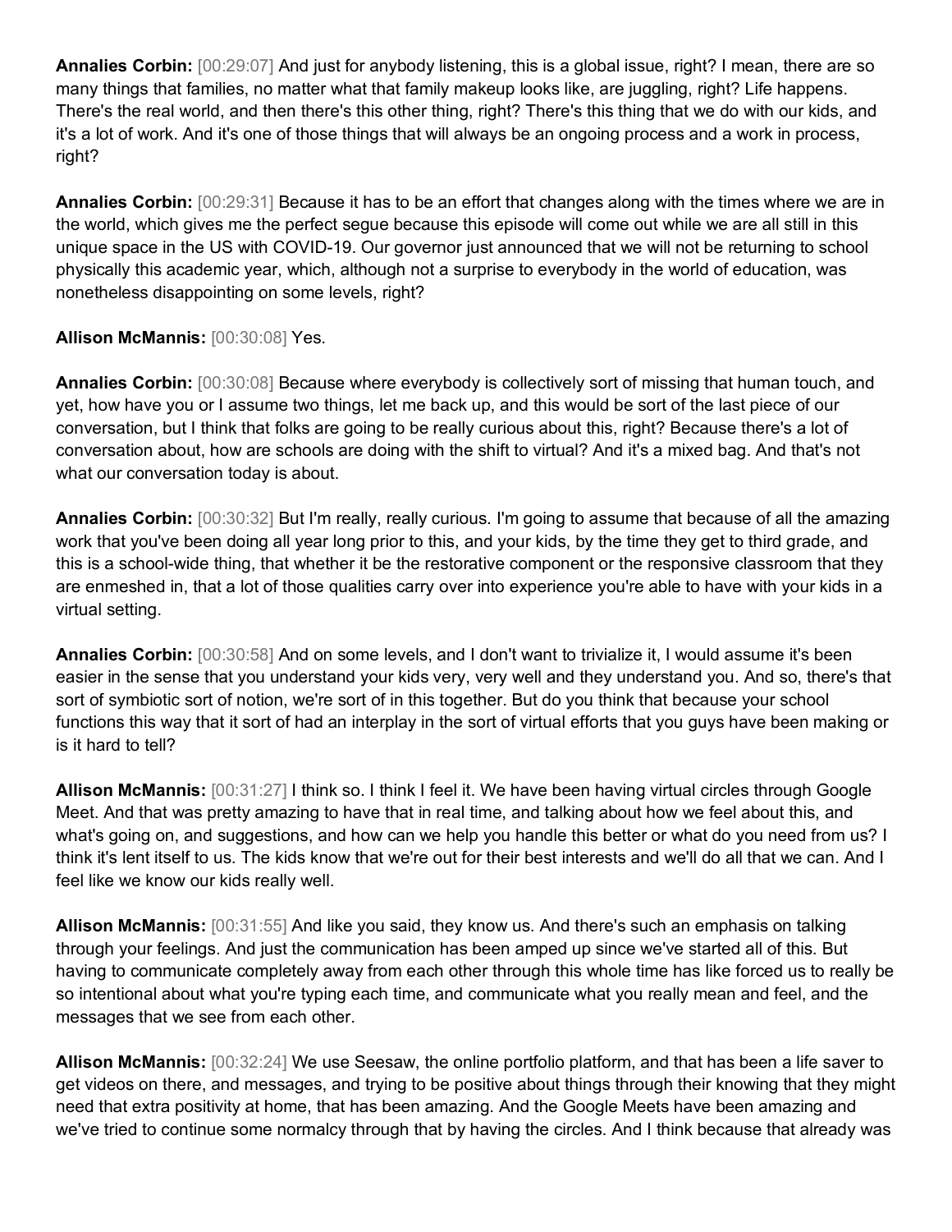**Annalies Corbin:** [00:29:07] And just for anybody listening, this is a global issue, right? I mean, there are so many things that families, no matter what that family makeup looks like, are juggling, right? Life happens. There's the real world, and then there's this other thing, right? There's this thing that we do with our kids, and it's a lot of work. And it's one of those things that will always be an ongoing process and a work in process, right?

**Annalies Corbin:** [00:29:31] Because it has to be an effort that changes along with the times where we are in the world, which gives me the perfect segue because this episode will come out while we are all still in this unique space in the US with COVID-19. Our governor just announced that we will not be returning to school physically this academic year, which, although not a surprise to everybody in the world of education, was nonetheless disappointing on some levels, right?

**Allison McMannis:** [00:30:08] Yes.

**Annalies Corbin:** [00:30:08] Because where everybody is collectively sort of missing that human touch, and yet, how have you or I assume two things, let me back up, and this would be sort of the last piece of our conversation, but I think that folks are going to be really curious about this, right? Because there's a lot of conversation about, how are schools are doing with the shift to virtual? And it's a mixed bag. And that's not what our conversation today is about.

**Annalies Corbin:** [00:30:32] But I'm really, really curious. I'm going to assume that because of all the amazing work that you've been doing all year long prior to this, and your kids, by the time they get to third grade, and this is a school-wide thing, that whether it be the restorative component or the responsive classroom that they are enmeshed in, that a lot of those qualities carry over into experience you're able to have with your kids in a virtual setting.

**Annalies Corbin:** [00:30:58] And on some levels, and I don't want to trivialize it, I would assume it's been easier in the sense that you understand your kids very, very well and they understand you. And so, there's that sort of symbiotic sort of notion, we're sort of in this together. But do you think that because your school functions this way that it sort of had an interplay in the sort of virtual efforts that you guys have been making or is it hard to tell?

**Allison McMannis:** [00:31:27] I think so. I think I feel it. We have been having virtual circles through Google Meet. And that was pretty amazing to have that in real time, and talking about how we feel about this, and what's going on, and suggestions, and how can we help you handle this better or what do you need from us? I think it's lent itself to us. The kids know that we're out for their best interests and we'll do all that we can. And I feel like we know our kids really well.

**Allison McMannis:** [00:31:55] And like you said, they know us. And there's such an emphasis on talking through your feelings. And just the communication has been amped up since we've started all of this. But having to communicate completely away from each other through this whole time has like forced us to really be so intentional about what you're typing each time, and communicate what you really mean and feel, and the messages that we see from each other.

**Allison McMannis:** [00:32:24] We use Seesaw, the online portfolio platform, and that has been a life saver to get videos on there, and messages, and trying to be positive about things through their knowing that they might need that extra positivity at home, that has been amazing. And the Google Meets have been amazing and we've tried to continue some normalcy through that by having the circles. And I think because that already was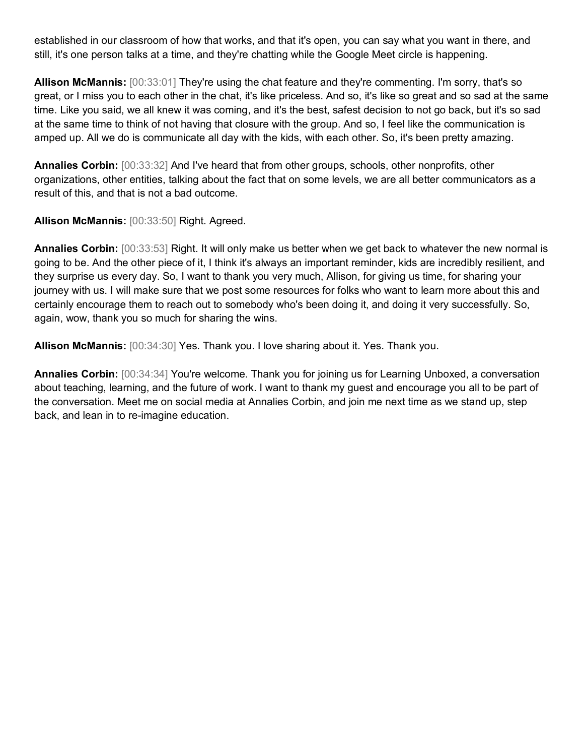established in our classroom of how that works, and that it's open, you can say what you want in there, and still, it's one person talks at a time, and they're chatting while the Google Meet circle is happening.

**Allison McMannis:** [00:33:01] They're using the chat feature and they're commenting. I'm sorry, that's so great, or I miss you to each other in the chat, it's like priceless. And so, it's like so great and so sad at the same time. Like you said, we all knew it was coming, and it's the best, safest decision to not go back, but it's so sad at the same time to think of not having that closure with the group. And so, I feel like the communication is amped up. All we do is communicate all day with the kids, with each other. So, it's been pretty amazing.

**Annalies Corbin:** [00:33:32] And I've heard that from other groups, schools, other nonprofits, other organizations, other entities, talking about the fact that on some levels, we are all better communicators as a result of this, and that is not a bad outcome.

**Allison McMannis:** [00:33:50] Right. Agreed.

**Annalies Corbin:** [00:33:53] Right. It will only make us better when we get back to whatever the new normal is going to be. And the other piece of it, I think it's always an important reminder, kids are incredibly resilient, and they surprise us every day. So, I want to thank you very much, Allison, for giving us time, for sharing your journey with us. I will make sure that we post some resources for folks who want to learn more about this and certainly encourage them to reach out to somebody who's been doing it, and doing it very successfully. So, again, wow, thank you so much for sharing the wins.

**Allison McMannis:** [00:34:30] Yes. Thank you. I love sharing about it. Yes. Thank you.

**Annalies Corbin:** [00:34:34] You're welcome. Thank you for joining us for Learning Unboxed, a conversation about teaching, learning, and the future of work. I want to thank my guest and encourage you all to be part of the conversation. Meet me on social media at Annalies Corbin, and join me next time as we stand up, step back, and lean in to re-imagine education.